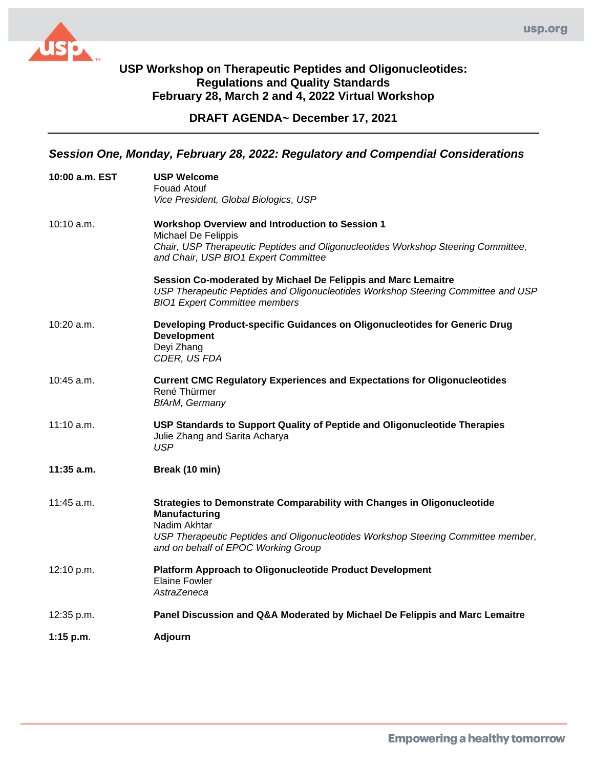# USP Workshop on Therapeutic Peptides and Oligonucleotides: Regulations and Quality Standards
## February 28, March 2 and 4, 2022 Virtual Workshop

**DRAFT AGENDA~ December 17, 2021**

---

### *Session One, Monday, February 28, 2022: Regulatory and Compendial Considerations*

**10:00 a.m. EST** — **USP Welcome**
Fouad Atouf
*Vice President, Global Biologics, USP*

10:10 a.m. — **Workshop Overview and Introduction to Session 1**
Michael De Felippis
*Chair, USP Therapeutic Peptides and Oligonucleotides Workshop Steering Committee, and Chair, USP BIO1 Expert Committee*

**Session Co-moderated by Michael De Felippis and Marc Lemaitre**
*USP Therapeutic Peptides and Oligonucleotides Workshop Steering Committee and USP BIO1 Expert Committee members*

10:20 a.m. — **Developing Product-specific Guidances on Oligonucleotides for Generic Drug Development**
Deyi Zhang
*CDER, US FDA*

10:45 a.m. — **Current CMC Regulatory Experiences and Expectations for Oligonucleotides**
René Thürmer
*BfArM, Germany*

11:10 a.m. — **USP Standards to Support Quality of Peptide and Oligonucleotide Therapies**
Julie Zhang and Sarita Acharya
*USP*

**11:35 a.m.** — **Break (10 min)**

11:45 a.m. — **Strategies to Demonstrate Comparability with Changes in Oligonucleotide Manufacturing**
Nadim Akhtar
*USP Therapeutic Peptides and Oligonucleotides Workshop Steering Committee member, and on behalf of EPOC Working Group*

12:10 p.m. — **Platform Approach to Oligonucleotide Product Development**
Elaine Fowler
*AstraZeneca*

12:35 p.m. — **Panel Discussion and Q&A Moderated by Michael De Felippis and Marc Lemaitre**

**1:15 p.m.** — **Adjourn**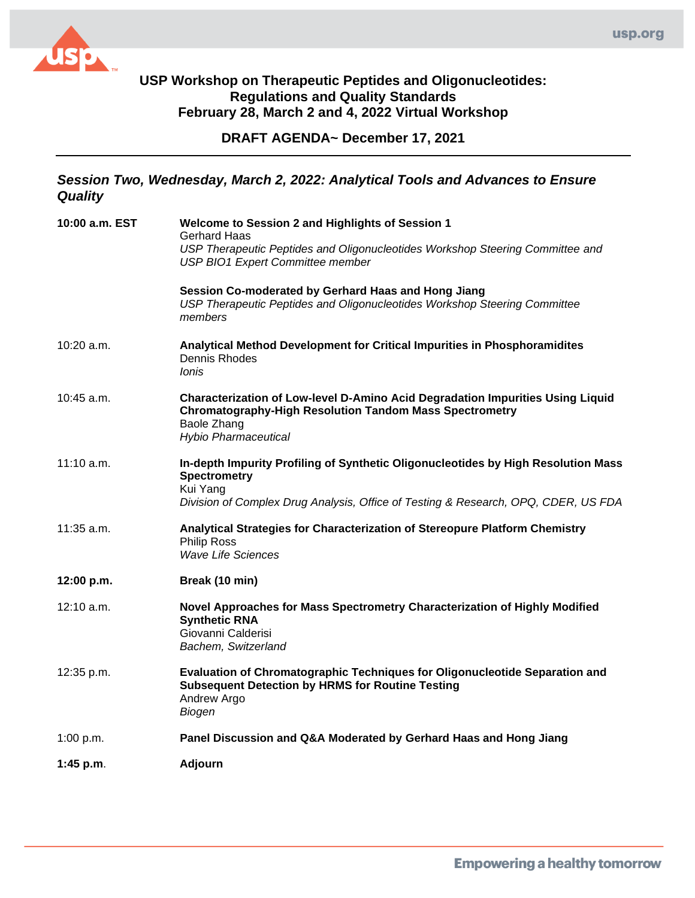# USP Workshop on Therapeutic Peptides and Oligonucleotides: Regulations and Quality Standards
## February 28, March 2 and 4, 2022 Virtual Workshop

## DRAFT AGENDA~ December 17, 2021

---

### *Session Two, Wednesday, March 2, 2022: Analytical Tools and Advances to Ensure Quality*

**10:00 a.m. EST**

**Welcome to Session 2 and Highlights of Session 1**
Gerhard Haas
*USP Therapeutic Peptides and Oligonucleotides Workshop Steering Committee and USP BIO1 Expert Committee member*

**Session Co-moderated by Gerhard Haas and Hong Jiang**
*USP Therapeutic Peptides and Oligonucleotides Workshop Steering Committee members*

10:20 a.m.

**Analytical Method Development for Critical Impurities in Phosphoramidites**
Dennis Rhodes
*Ionis*

10:45 a.m.

**Characterization of Low-level D-Amino Acid Degradation Impurities Using Liquid Chromatography-High Resolution Tandom Mass Spectrometry**
Baole Zhang
*Hybio Pharmaceutical*

11:10 a.m.

**In-depth Impurity Profiling of Synthetic Oligonucleotides by High Resolution Mass Spectrometry**
Kui Yang
*Division of Complex Drug Analysis, Office of Testing & Research, OPQ, CDER, US FDA*

11:35 a.m.

**Analytical Strategies for Characterization of Stereopure Platform Chemistry**
Philip Ross
*Wave Life Sciences*

**12:00 p.m.**

**Break (10 min)**

12:10 a.m.

**Novel Approaches for Mass Spectrometry Characterization of Highly Modified Synthetic RNA**
Giovanni Calderisi
*Bachem, Switzerland*

12:35 p.m.

**Evaluation of Chromatographic Techniques for Oligonucleotide Separation and Subsequent Detection by HRMS for Routine Testing**
Andrew Argo
*Biogen*

1:00 p.m.

**Panel Discussion and Q&A Moderated by Gerhard Haas and Hong Jiang**

**1:45 p.m**.

**Adjourn**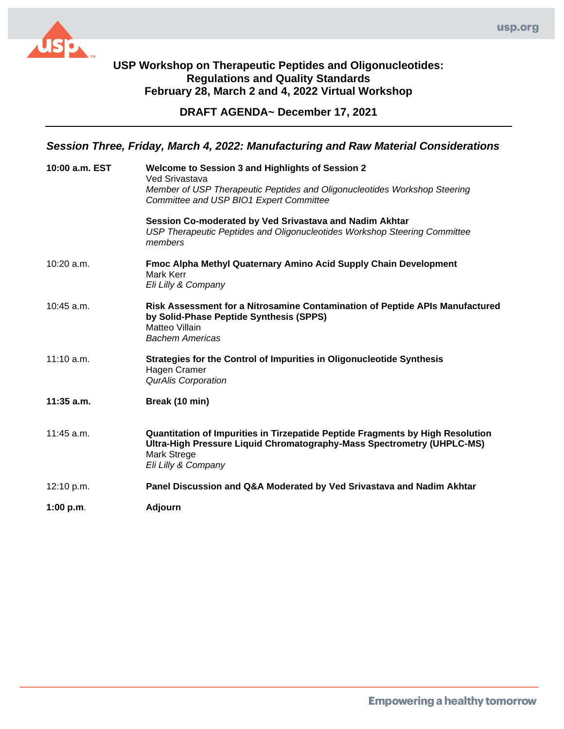**USP Workshop on Therapeutic Peptides and Oligonucleotides: Regulations and Quality Standards**
**February 28, March 2 and 4, 2022 Virtual Workshop**

**DRAFT AGENDA~ December 17, 2021**

---

## *Session Three, Friday, March 4, 2022: Manufacturing and Raw Material Considerations*

| | |
|---|---|
| **10:00 a.m. EST** | **Welcome to Session 3 and Highlights of Session 2**<br>Ved Srivastava<br>*Member of USP Therapeutic Peptides and Oligonucleotides Workshop Steering Committee and USP BIO1 Expert Committee*<br><br>**Session Co-moderated by Ved Srivastava and Nadim Akhtar**<br>*USP Therapeutic Peptides and Oligonucleotides Workshop Steering Committee members* |
| 10:20 a.m. | **Fmoc Alpha Methyl Quaternary Amino Acid Supply Chain Development**<br>Mark Kerr<br>*Eli Lilly & Company* |
| 10:45 a.m. | **Risk Assessment for a Nitrosamine Contamination of Peptide APIs Manufactured by Solid-Phase Peptide Synthesis (SPPS)**<br>Matteo Villain<br>*Bachem Americas* |
| 11:10 a.m. | **Strategies for the Control of Impurities in Oligonucleotide Synthesis**<br>Hagen Cramer<br>*QurAlis Corporation* |
| **11:35 a.m.** | **Break (10 min)** |
| 11:45 a.m. | **Quantitation of Impurities in Tirzepatide Peptide Fragments by High Resolution Ultra-High Pressure Liquid Chromatography-Mass Spectrometry (UHPLC-MS)**<br>Mark Strege<br>*Eli Lilly & Company* |
| 12:10 p.m. | **Panel Discussion and Q&A Moderated by Ved Srivastava and Nadim Akhtar** |
| **1:00 p.m**. | **Adjourn** |